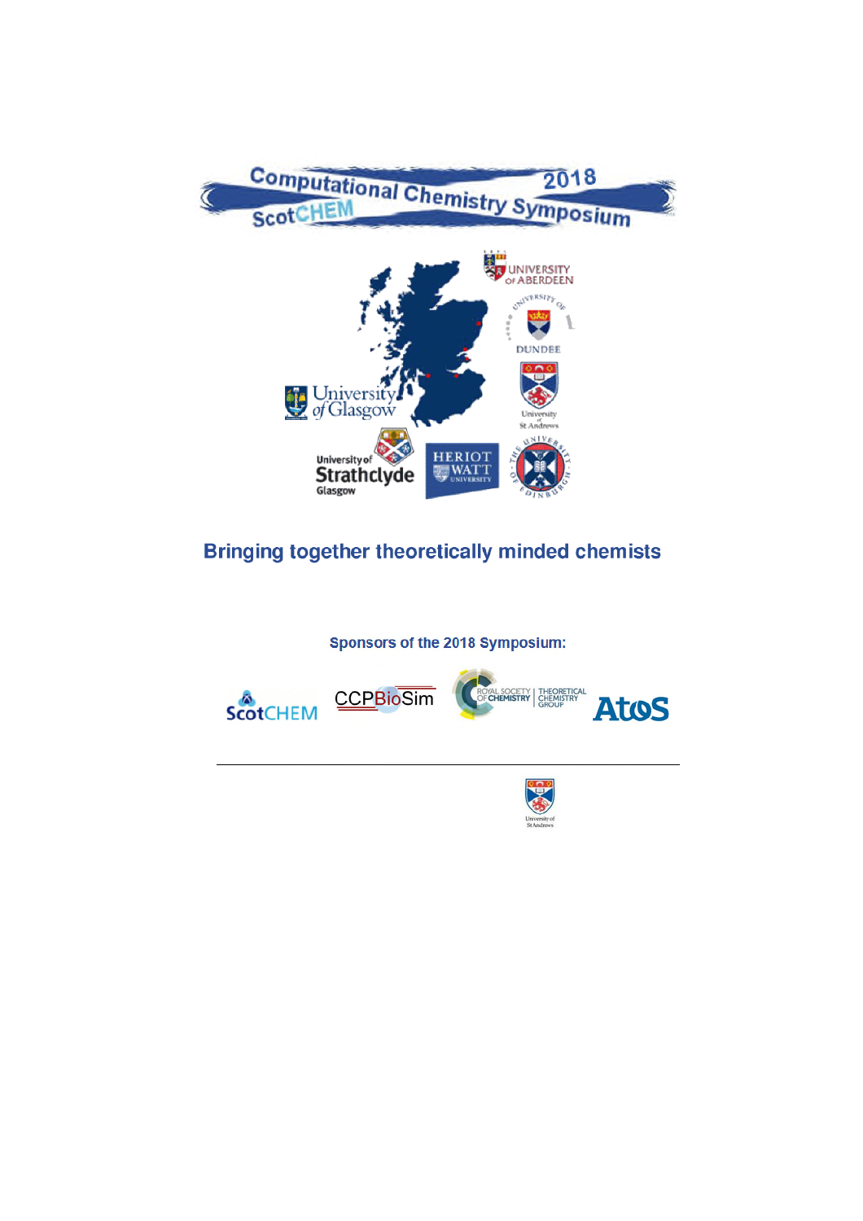# ScotCHEM Computational Chemistry Symposium 2018

## Bringing together theoretically minded chemists

Sponsors of the 2018 Symposium: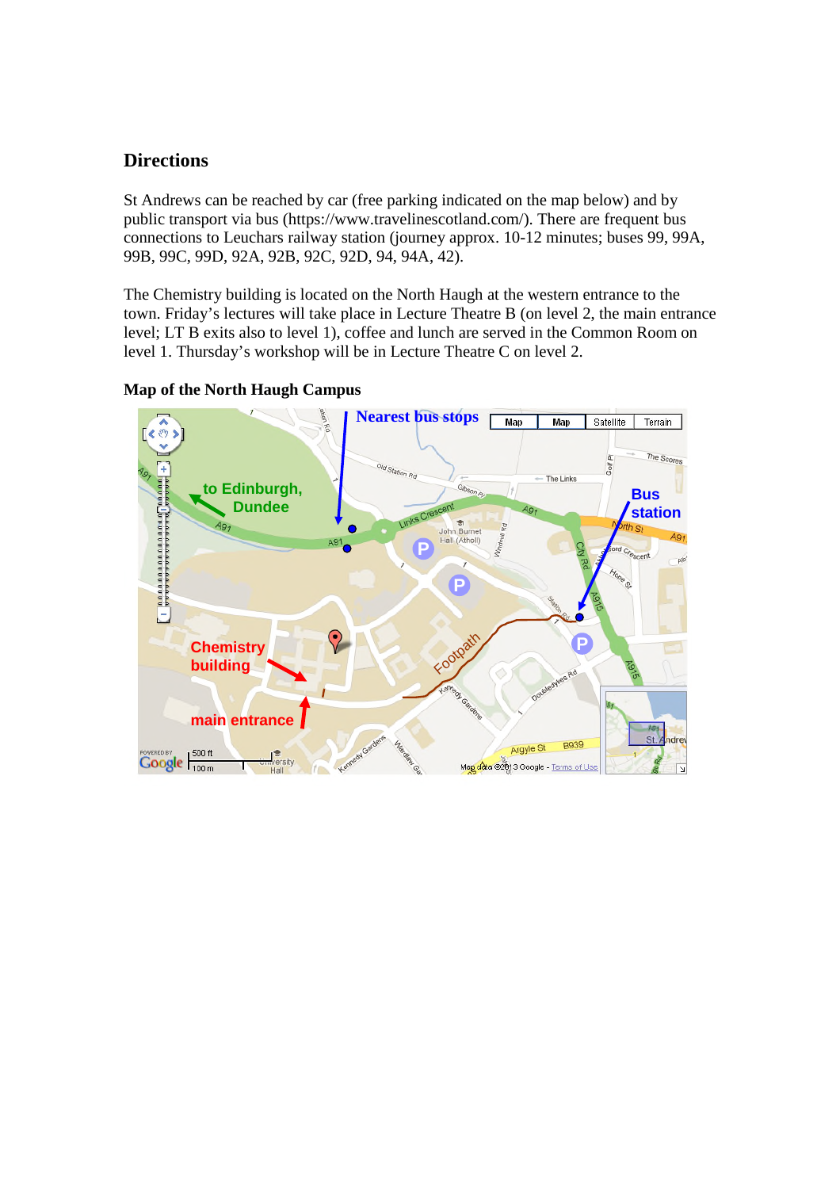## Directions

St Andrews can be reached by car (free parking indicated on the map below) and by public transport via bus (https://www.travelinescotland.com/). There are frequent bus connections to Leuchars railway station (journey approx. 10-12 minutes; buses 99, 99A, 99B, 99C, 99D, 92A, 92B, 92C, 92D, 94, 94A, 42).

The Chemistry building is located on the North Haugh at the western entrance to the town. Friday's lectures will take place in Lecture Theatre B (on level 2, the main entrance level; LT B exits also to level 1), coffee and lunch are served in the Common Room on level 1. Thursday's workshop will be in Lecture Theatre C on level 2.

### Map of the North Haugh Campus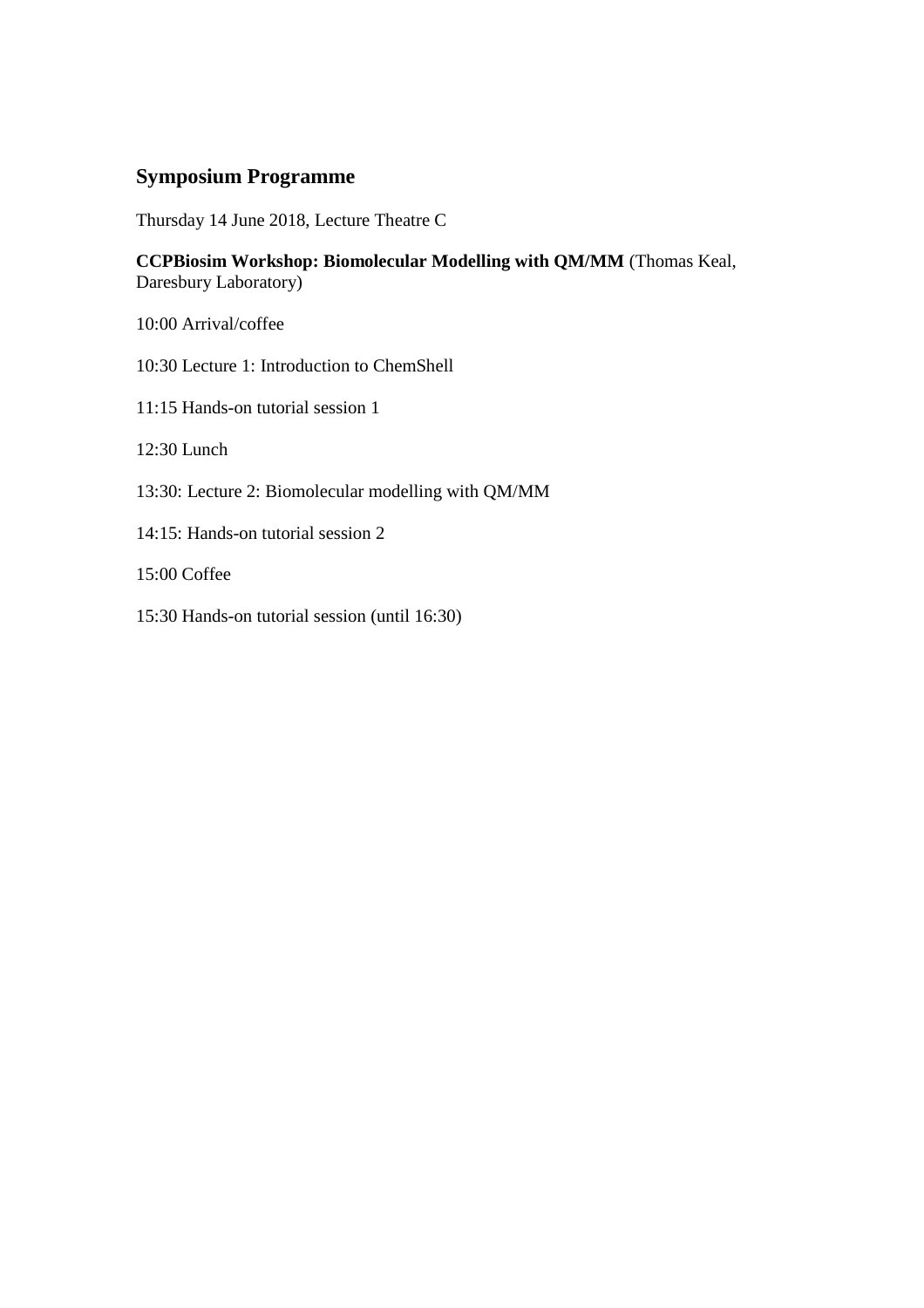## Symposium Programme

Thursday 14 June 2018, Lecture Theatre C

**CCPBiosim Workshop: Biomolecular Modelling with QM/MM** (Thomas Keal, Daresbury Laboratory)

10:00 Arrival/coffee

10:30 Lecture 1: Introduction to ChemShell

11:15 Hands-on tutorial session 1

12:30 Lunch

13:30: Lecture 2: Biomolecular modelling with QM/MM

14:15: Hands-on tutorial session 2

15:00 Coffee

15:30 Hands-on tutorial session (until 16:30)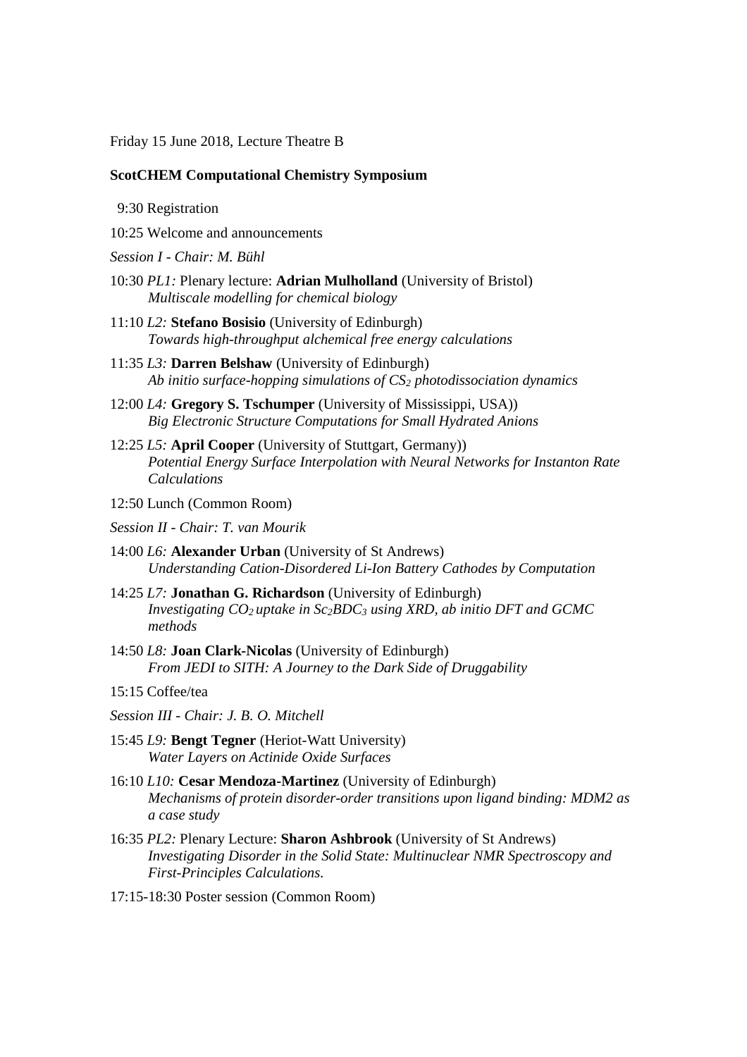Friday 15 June 2018, Lecture Theatre B

**ScotCHEM Computational Chemistry Symposium**

9:30 Registration

10:25 Welcome and announcements

*Session I - Chair: M. Bühl*

10:30 *PL1:* Plenary lecture: **Adrian Mulholland** (University of Bristol)
*Multiscale modelling for chemical biology*

11:10 *L2:* **Stefano Bosisio** (University of Edinburgh)
*Towards high-throughput alchemical free energy calculations*

11:35 *L3:* **Darren Belshaw** (University of Edinburgh)
*Ab initio surface-hopping simulations of $CS_2$ photodissociation dynamics*

12:00 *L4:* **Gregory S. Tschumper** (University of Mississippi, USA))
*Big Electronic Structure Computations for Small Hydrated Anions*

12:25 *L5:* **April Cooper** (University of Stuttgart, Germany))
*Potential Energy Surface Interpolation with Neural Networks for Instanton Rate Calculations*

12:50 Lunch (Common Room)

*Session II - Chair: T. van Mourik*

14:00 *L6:* **Alexander Urban** (University of St Andrews)
*Understanding Cation-Disordered Li-Ion Battery Cathodes by Computation*

14:25 *L7:* **Jonathan G. Richardson** (University of Edinburgh)
*Investigating $CO_2$ uptake in $Sc_2BDC_3$ using XRD, ab initio DFT and GCMC methods*

14:50 *L8:* **Joan Clark-Nicolas** (University of Edinburgh)
*From JEDI to SITH: A Journey to the Dark Side of Druggability*

15:15 Coffee/tea

*Session III - Chair: J. B. O. Mitchell*

15:45 *L9:* **Bengt Tegner** (Heriot-Watt University)
*Water Layers on Actinide Oxide Surfaces*

16:10 *L10:* **Cesar Mendoza-Martinez** (University of Edinburgh)
*Mechanisms of protein disorder-order transitions upon ligand binding: MDM2 as a case study*

16:35 *PL2:* Plenary Lecture: **Sharon Ashbrook** (University of St Andrews)
*Investigating Disorder in the Solid State: Multinuclear NMR Spectroscopy and First-Principles Calculations.*

17:15-18:30 Poster session (Common Room)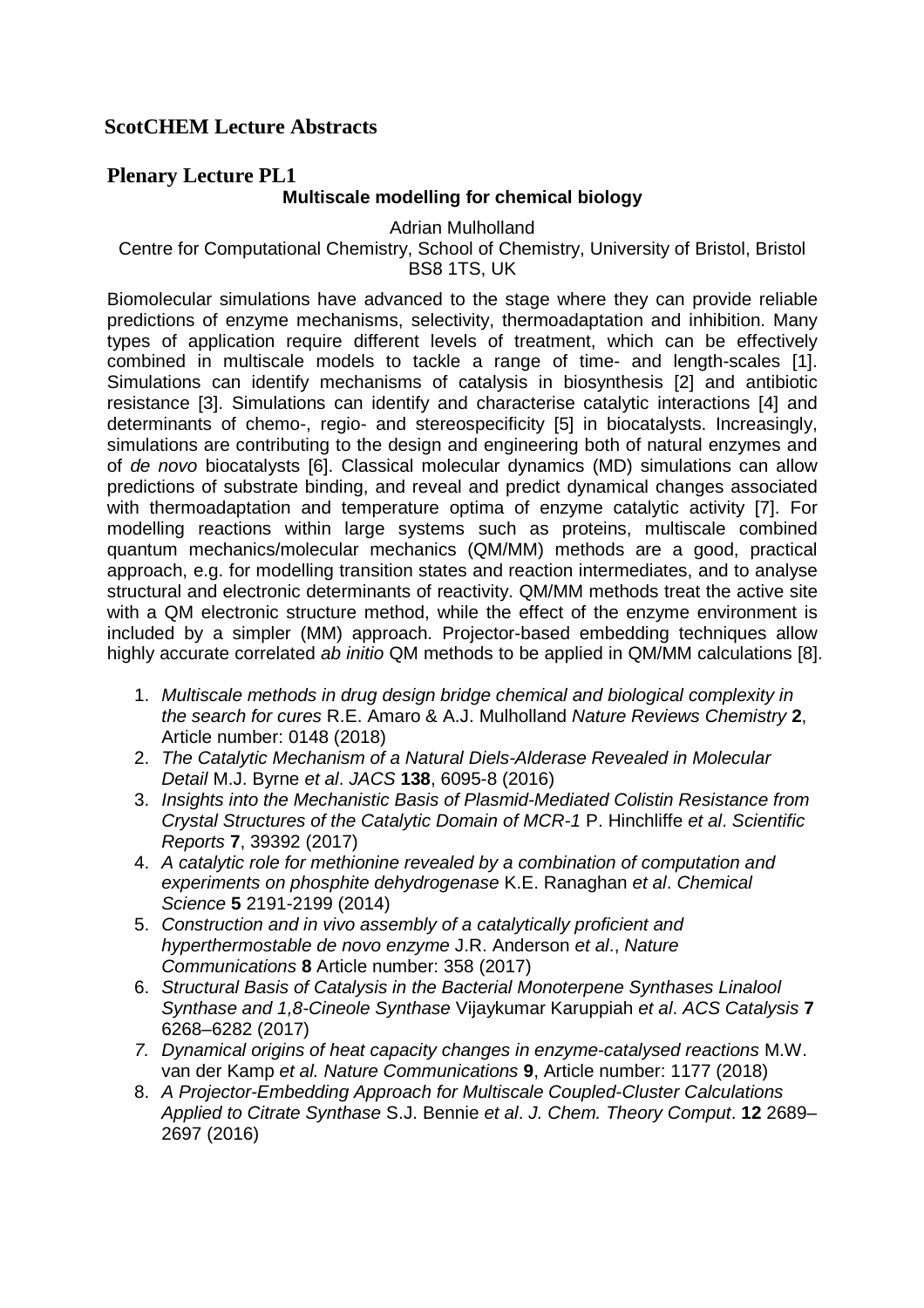## ScotCHEM Lecture Abstracts

### Plenary Lecture PL1

**Multiscale modelling for chemical biology**

Adrian Mulholland
Centre for Computational Chemistry, School of Chemistry, University of Bristol, Bristol BS8 1TS, UK

Biomolecular simulations have advanced to the stage where they can provide reliable predictions of enzyme mechanisms, selectivity, thermoadaptation and inhibition. Many types of application require different levels of treatment, which can be effectively combined in multiscale models to tackle a range of time- and length-scales [1]. Simulations can identify mechanisms of catalysis in biosynthesis [2] and antibiotic resistance [3]. Simulations can identify and characterise catalytic interactions [4] and determinants of chemo-, regio- and stereospecificity [5] in biocatalysts. Increasingly, simulations are contributing to the design and engineering both of natural enzymes and of *de novo* biocatalysts [6]. Classical molecular dynamics (MD) simulations can allow predictions of substrate binding, and reveal and predict dynamical changes associated with thermoadaptation and temperature optima of enzyme catalytic activity [7]. For modelling reactions within large systems such as proteins, multiscale combined quantum mechanics/molecular mechanics (QM/MM) methods are a good, practical approach, e.g. for modelling transition states and reaction intermediates, and to analyse structural and electronic determinants of reactivity. QM/MM methods treat the active site with a QM electronic structure method, while the effect of the enzyme environment is included by a simpler (MM) approach. Projector-based embedding techniques allow highly accurate correlated *ab initio* QM methods to be applied in QM/MM calculations [8].

1. *Multiscale methods in drug design bridge chemical and biological complexity in the search for cures* R.E. Amaro & A.J. Mulholland *Nature Reviews Chemistry* **2**, Article number: 0148 (2018)
2. *The Catalytic Mechanism of a Natural Diels-Alderase Revealed in Molecular Detail* M.J. Byrne *et al*. *JACS* **138**, 6095-8 (2016)
3. *Insights into the Mechanistic Basis of Plasmid-Mediated Colistin Resistance from Crystal Structures of the Catalytic Domain of MCR-1* P. Hinchliffe *et al*. *Scientific Reports* **7**, 39392 (2017)
4. *A catalytic role for methionine revealed by a combination of computation and experiments on phosphite dehydrogenase* K.E. Ranaghan *et al*. *Chemical Science* **5** 2191-2199 (2014)
5. *Construction and in vivo assembly of a catalytically proficient and hyperthermostable de novo enzyme* J.R. Anderson *et al*., *Nature Communications* **8** Article number: 358 (2017)
6. *Structural Basis of Catalysis in the Bacterial Monoterpene Synthases Linalool Synthase and 1,8-Cineole Synthase* Vijaykumar Karuppiah *et al*. *ACS Catalysis* **7** 6268–6282 (2017)
7. *Dynamical origins of heat capacity changes in enzyme-catalysed reactions* M.W. van der Kamp *et al. Nature Communications* **9**, Article number: 1177 (2018)
8. *A Projector-Embedding Approach for Multiscale Coupled-Cluster Calculations Applied to Citrate Synthase* S.J. Bennie *et al*. *J. Chem. Theory Comput*. **12** 2689–2697 (2016)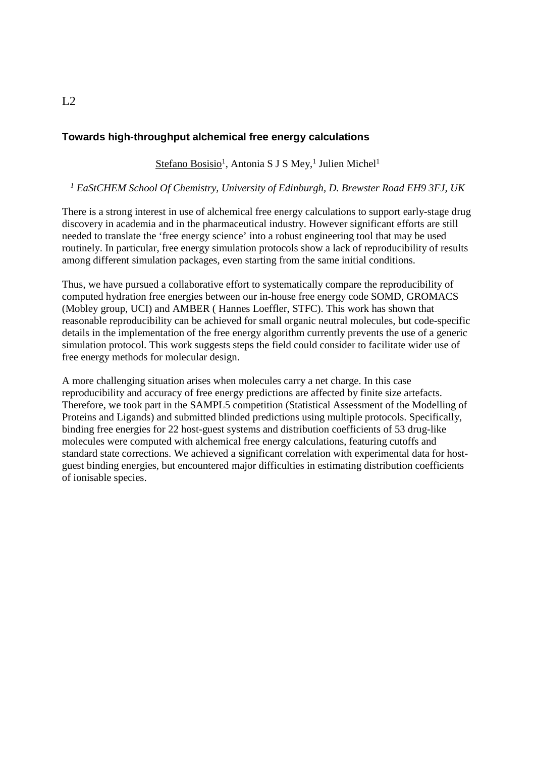L2

## Towards high-throughput alchemical free energy calculations

Stefano Bosisio[1], Antonia S J S Mey,[1] Julien Michel[1]

*[1] EaStCHEM School Of Chemistry, University of Edinburgh, D. Brewster Road EH9 3FJ, UK*

There is a strong interest in use of alchemical free energy calculations to support early-stage drug discovery in academia and in the pharmaceutical industry. However significant efforts are still needed to translate the 'free energy science' into a robust engineering tool that may be used routinely. In particular, free energy simulation protocols show a lack of reproducibility of results among different simulation packages, even starting from the same initial conditions.

Thus, we have pursued a collaborative effort to systematically compare the reproducibility of computed hydration free energies between our in-house free energy code SOMD, GROMACS (Mobley group, UCI) and AMBER ( Hannes Loeffler, STFC). This work has shown that reasonable reproducibility can be achieved for small organic neutral molecules, but code-specific details in the implementation of the free energy algorithm currently prevents the use of a generic simulation protocol. This work suggests steps the field could consider to facilitate wider use of free energy methods for molecular design.

A more challenging situation arises when molecules carry a net charge. In this case reproducibility and accuracy of free energy predictions are affected by finite size artefacts. Therefore, we took part in the SAMPL5 competition (Statistical Assessment of the Modelling of Proteins and Ligands) and submitted blinded predictions using multiple protocols. Specifically, binding free energies for 22 host-guest systems and distribution coefficients of 53 drug-like molecules were computed with alchemical free energy calculations, featuring cutoffs and standard state corrections. We achieved a significant correlation with experimental data for host-guest binding energies, but encountered major difficulties in estimating distribution coefficients of ionisable species.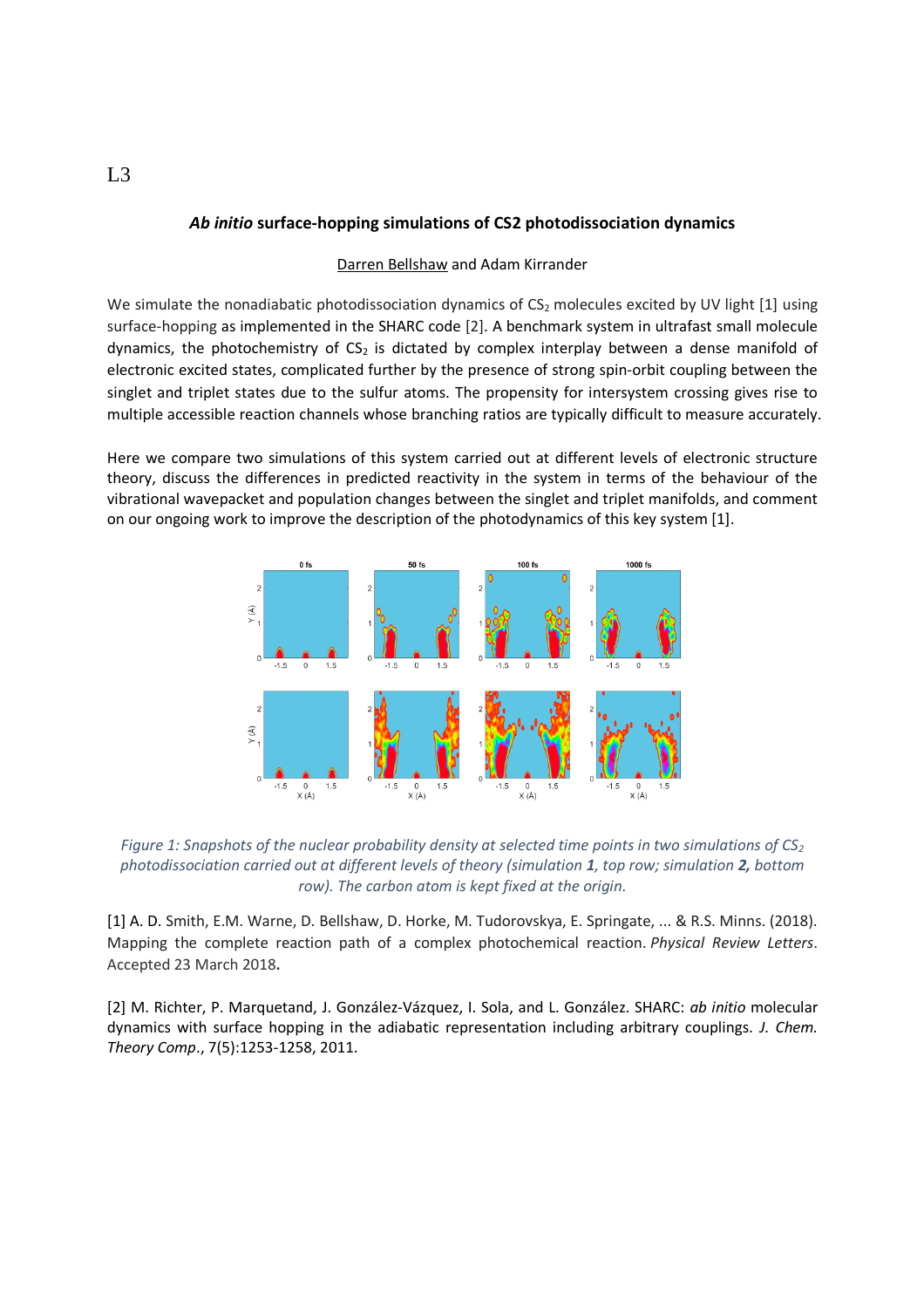L3

### *Ab initio* surface-hopping simulations of CS2 photodissociation dynamics

Darren Bellshaw and Adam Kirrander

We simulate the nonadiabatic photodissociation dynamics of $CS_2$ molecules excited by UV light [1] using surface-hopping as implemented in the SHARC code [2]. A benchmark system in ultrafast small molecule dynamics, the photochemistry of $CS_2$ is dictated by complex interplay between a dense manifold of electronic excited states, complicated further by the presence of strong spin-orbit coupling between the singlet and triplet states due to the sulfur atoms. The propensity for intersystem crossing gives rise to multiple accessible reaction channels whose branching ratios are typically difficult to measure accurately.

Here we compare two simulations of this system carried out at different levels of electronic structure theory, discuss the differences in predicted reactivity in the system in terms of the behaviour of the vibrational wavepacket and population changes between the singlet and triplet manifolds, and comment on our ongoing work to improve the description of the photodynamics of this key system [1].

*Figure 1: Snapshots of the nuclear probability density at selected time points in two simulations of $CS_2$ photodissociation carried out at different levels of theory (simulation **1**, top row; simulation **2**, bottom row). The carbon atom is kept fixed at the origin.*

[1] A. D. Smith, E.M. Warne, D. Bellshaw, D. Horke, M. Tudorovskya, E. Springate, ... & R.S. Minns. (2018). Mapping the complete reaction path of a complex photochemical reaction. *Physical Review Letters*. Accepted 23 March 2018.

[2] M. Richter, P. Marquetand, J. González-Vázquez, I. Sola, and L. González. SHARC: *ab initio* molecular dynamics with surface hopping in the adiabatic representation including arbitrary couplings. *J. Chem. Theory Comp*., 7(5):1253-1258, 2011.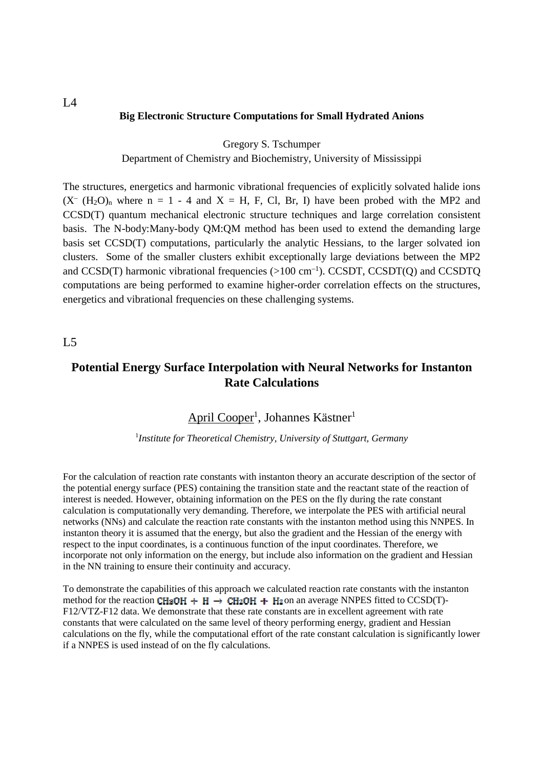L4

## Big Electronic Structure Computations for Small Hydrated Anions

Gregory S. Tschumper

Department of Chemistry and Biochemistry, University of Mississippi

The structures, energetics and harmonic vibrational frequencies of explicitly solvated halide ions ($X^-$ $(H_2O)_n$ where $n = 1$ - 4 and X = H, F, Cl, Br, I) have been probed with the MP2 and CCSD(T) quantum mechanical electronic structure techniques and large correlation consistent basis. The N-body:Many-body QM:QM method has been used to extend the demanding large basis set CCSD(T) computations, particularly the analytic Hessians, to the larger solvated ion clusters. Some of the smaller clusters exhibit exceptionally large deviations between the MP2 and CCSD(T) harmonic vibrational frequencies (>100 $cm^{-1}$). CCSDT, CCSDT(Q) and CCSDTQ computations are being performed to examine higher-order correlation effects on the structures, energetics and vibrational frequencies on these challenging systems.

L5

## Potential Energy Surface Interpolation with Neural Networks for Instanton Rate Calculations

April Cooper[1], Johannes Kästner[1]

[1]*Institute for Theoretical Chemistry, University of Stuttgart, Germany*

For the calculation of reaction rate constants with instanton theory an accurate description of the sector of the potential energy surface (PES) containing the transition state and the reactant state of the reaction of interest is needed. However, obtaining information on the PES on the fly during the rate constant calculation is computationally very demanding. Therefore, we interpolate the PES with artificial neural networks (NNs) and calculate the reaction rate constants with the instanton method using this NNPES. In instanton theory it is assumed that the energy, but also the gradient and the Hessian of the energy with respect to the input coordinates, is a continuous function of the input coordinates. Therefore, we incorporate not only information on the energy, but include also information on the gradient and Hessian in the NN training to ensure their continuity and accuracy.

To demonstrate the capabilities of this approach we calculated reaction rate constants with the instanton method for the reaction $CH_3OH + H \rightarrow CH_2OH + H_2$ on an average NNPES fitted to CCSD(T)-F12/VTZ-F12 data. We demonstrate that these rate constants are in excellent agreement with rate constants that were calculated on the same level of theory performing energy, gradient and Hessian calculations on the fly, while the computational effort of the rate constant calculation is significantly lower if a NNPES is used instead of on the fly calculations.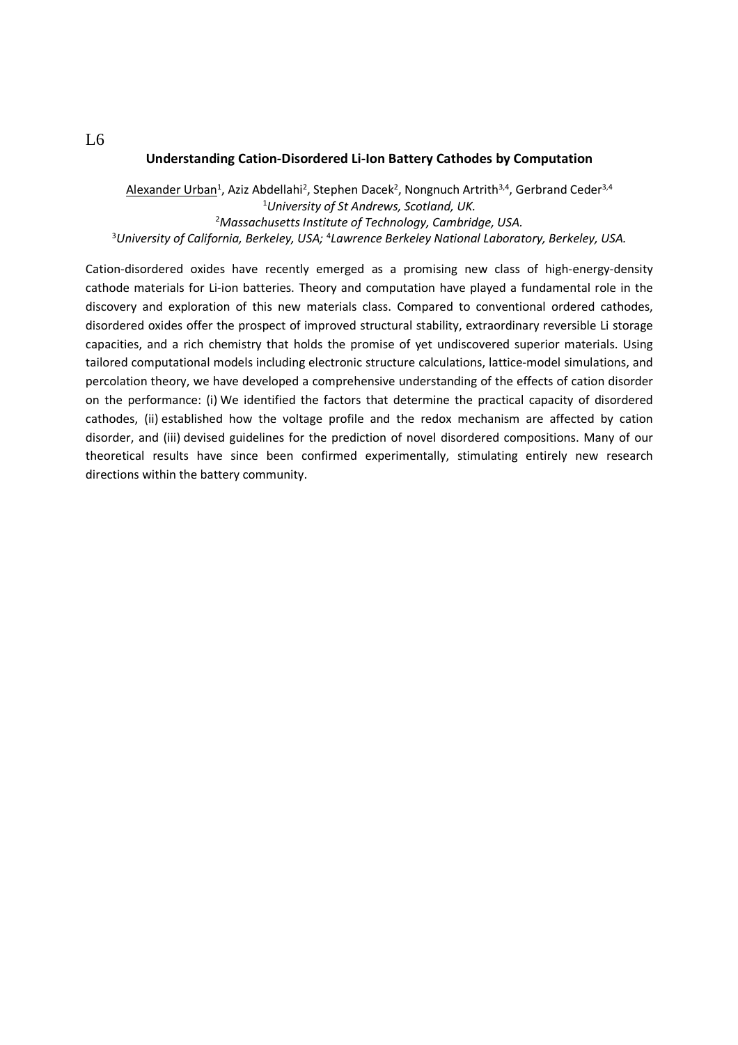L6

## Understanding Cation-Disordered Li-Ion Battery Cathodes by Computation

Alexander Urban[1], Aziz Abdellahi[2], Stephen Dacek[2], Nongnuch Artrith[3,4], Gerbrand Ceder[3,4]

[1]*University of St Andrews, Scotland, UK.*

[2]*Massachusetts Institute of Technology, Cambridge, USA.*

[3]*University of California, Berkeley, USA;* [4]*Lawrence Berkeley National Laboratory, Berkeley, USA.*

Cation-disordered oxides have recently emerged as a promising new class of high-energy-density cathode materials for Li-ion batteries. Theory and computation have played a fundamental role in the discovery and exploration of this new materials class. Compared to conventional ordered cathodes, disordered oxides offer the prospect of improved structural stability, extraordinary reversible Li storage capacities, and a rich chemistry that holds the promise of yet undiscovered superior materials. Using tailored computational models including electronic structure calculations, lattice-model simulations, and percolation theory, we have developed a comprehensive understanding of the effects of cation disorder on the performance: (i) We identified the factors that determine the practical capacity of disordered cathodes, (ii) established how the voltage profile and the redox mechanism are affected by cation disorder, and (iii) devised guidelines for the prediction of novel disordered compositions. Many of our theoretical results have since been confirmed experimentally, stimulating entirely new research directions within the battery community.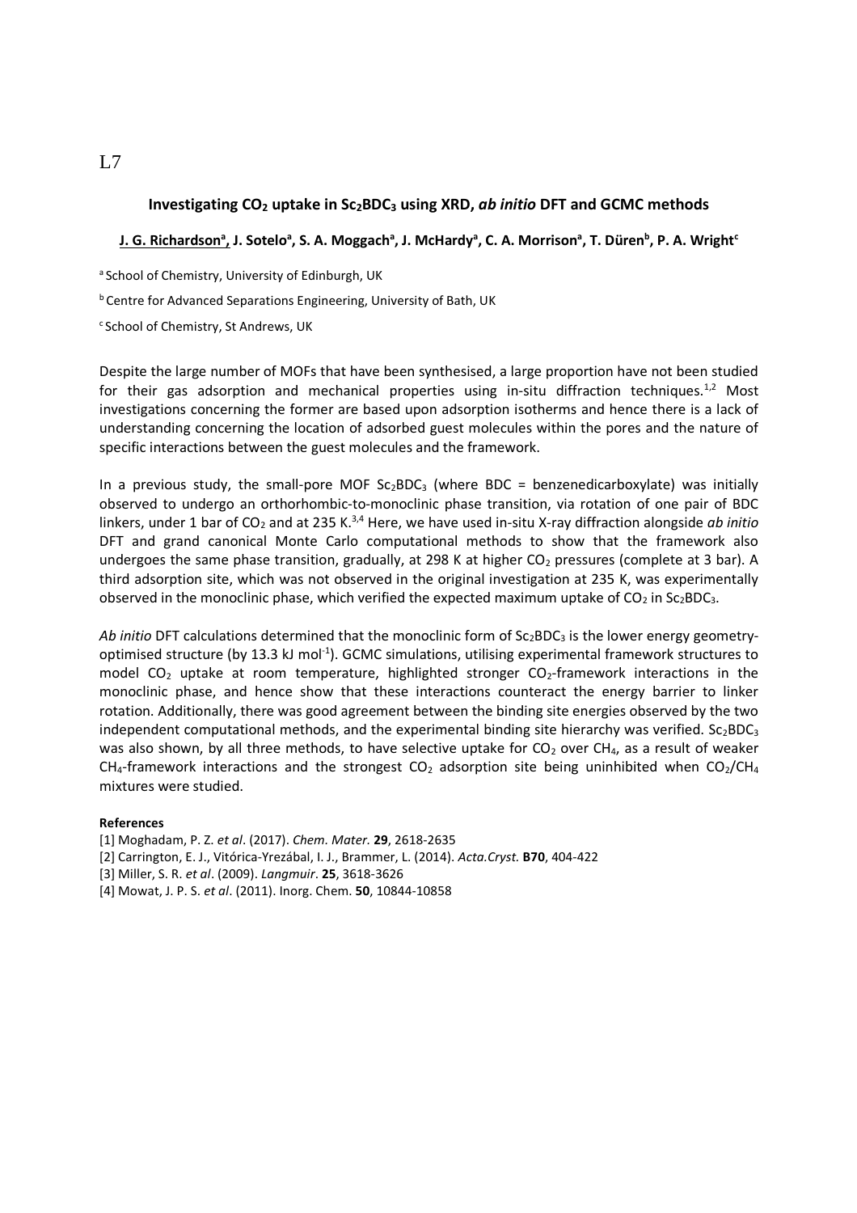L7

## Investigating $CO_2$ uptake in $Sc_2BDC_3$ using XRD, *ab initio* DFT and GCMC methods

**J. G. Richardson[a], J. Sotelo[a], S. A. Moggach[a], J. McHardy[a], C. A. Morrison[a], T. Düren[b], P. A. Wright[c]**

[a] School of Chemistry, University of Edinburgh, UK

[b] Centre for Advanced Separations Engineering, University of Bath, UK

[c] School of Chemistry, St Andrews, UK

Despite the large number of MOFs that have been synthesised, a large proportion have not been studied for their gas adsorption and mechanical properties using in-situ diffraction techniques.[1,2] Most investigations concerning the former are based upon adsorption isotherms and hence there is a lack of understanding concerning the location of adsorbed guest molecules within the pores and the nature of specific interactions between the guest molecules and the framework.

In a previous study, the small-pore MOF $Sc_2BDC_3$ (where BDC = benzenedicarboxylate) was initially observed to undergo an orthorhombic-to-monoclinic phase transition, via rotation of one pair of BDC linkers, under 1 bar of $CO_2$ and at 235 K.[3,4] Here, we have used in-situ X-ray diffraction alongside *ab initio* DFT and grand canonical Monte Carlo computational methods to show that the framework also undergoes the same phase transition, gradually, at 298 K at higher $CO_2$ pressures (complete at 3 bar). A third adsorption site, which was not observed in the original investigation at 235 K, was experimentally observed in the monoclinic phase, which verified the expected maximum uptake of $CO_2$ in $Sc_2BDC_3$.

*Ab initio* DFT calculations determined that the monoclinic form of $Sc_2BDC_3$ is the lower energy geometry-optimised structure (by 13.3 kJ $mol^{-1}$). GCMC simulations, utilising experimental framework structures to model $CO_2$ uptake at room temperature, highlighted stronger $CO_2$-framework interactions in the monoclinic phase, and hence show that these interactions counteract the energy barrier to linker rotation. Additionally, there was good agreement between the binding site energies observed by the two independent computational methods, and the experimental binding site hierarchy was verified. $Sc_2BDC_3$ was also shown, by all three methods, to have selective uptake for $CO_2$ over $CH_4$, as a result of weaker $CH_4$-framework interactions and the strongest $CO_2$ adsorption site being uninhibited when $CO_2/CH_4$ mixtures were studied.

**References**

[1] Moghadam, P. Z. *et al*. (2017). *Chem. Mater.* **29**, 2618-2635
[2] Carrington, E. J., Vitórica-Yrezábal, I. J., Brammer, L. (2014). *Acta.Cryst.* **B70**, 404-422
[3] Miller, S. R. *et al*. (2009). *Langmuir*. **25**, 3618-3626
[4] Mowat, J. P. S. *et al*. (2011). Inorg. Chem. **50**, 10844-10858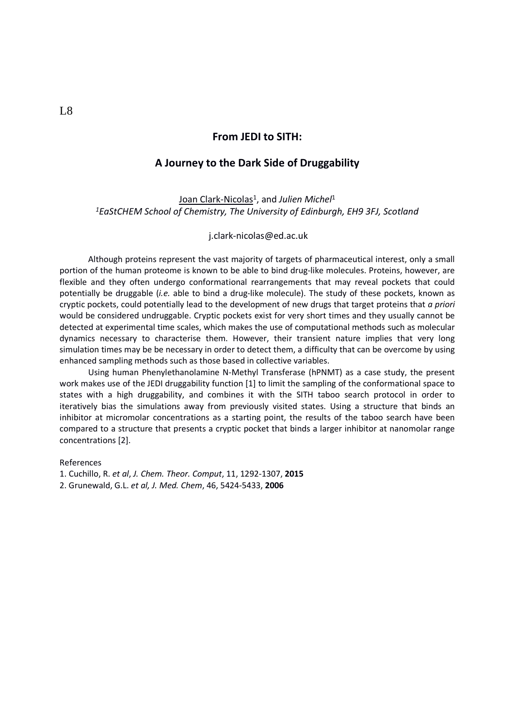L8

## From JEDI to SITH:

## A Journey to the Dark Side of Druggability

Joan Clark-Nicolas[1], and *Julien Michel*[1]

*[1]EaStCHEM School of Chemistry, The University of Edinburgh, EH9 3FJ, Scotland*

j.clark-nicolas@ed.ac.uk

Although proteins represent the vast majority of targets of pharmaceutical interest, only a small portion of the human proteome is known to be able to bind drug-like molecules. Proteins, however, are flexible and they often undergo conformational rearrangements that may reveal pockets that could potentially be druggable (*i.e.* able to bind a drug-like molecule). The study of these pockets, known as cryptic pockets, could potentially lead to the development of new drugs that target proteins that *a priori* would be considered undruggable. Cryptic pockets exist for very short times and they usually cannot be detected at experimental time scales, which makes the use of computational methods such as molecular dynamics necessary to characterise them. However, their transient nature implies that very long simulation times may be be necessary in order to detect them, a difficulty that can be overcome by using enhanced sampling methods such as those based in collective variables.

Using human Phenylethanolamine N-Methyl Transferase (hPNMT) as a case study, the present work makes use of the JEDI druggability function [1] to limit the sampling of the conformational space to states with a high druggability, and combines it with the SITH taboo search protocol in order to iteratively bias the simulations away from previously visited states. Using a structure that binds an inhibitor at micromolar concentrations as a starting point, the results of the taboo search have been compared to a structure that presents a cryptic pocket that binds a larger inhibitor at nanomolar range concentrations [2].

References

1. Cuchillo, R. *et al*, *J. Chem. Theor. Comput*, 11, 1292-1307, **2015**
2. Grunewald, G.L. *et al, J. Med. Chem*, 46, 5424-5433, **2006**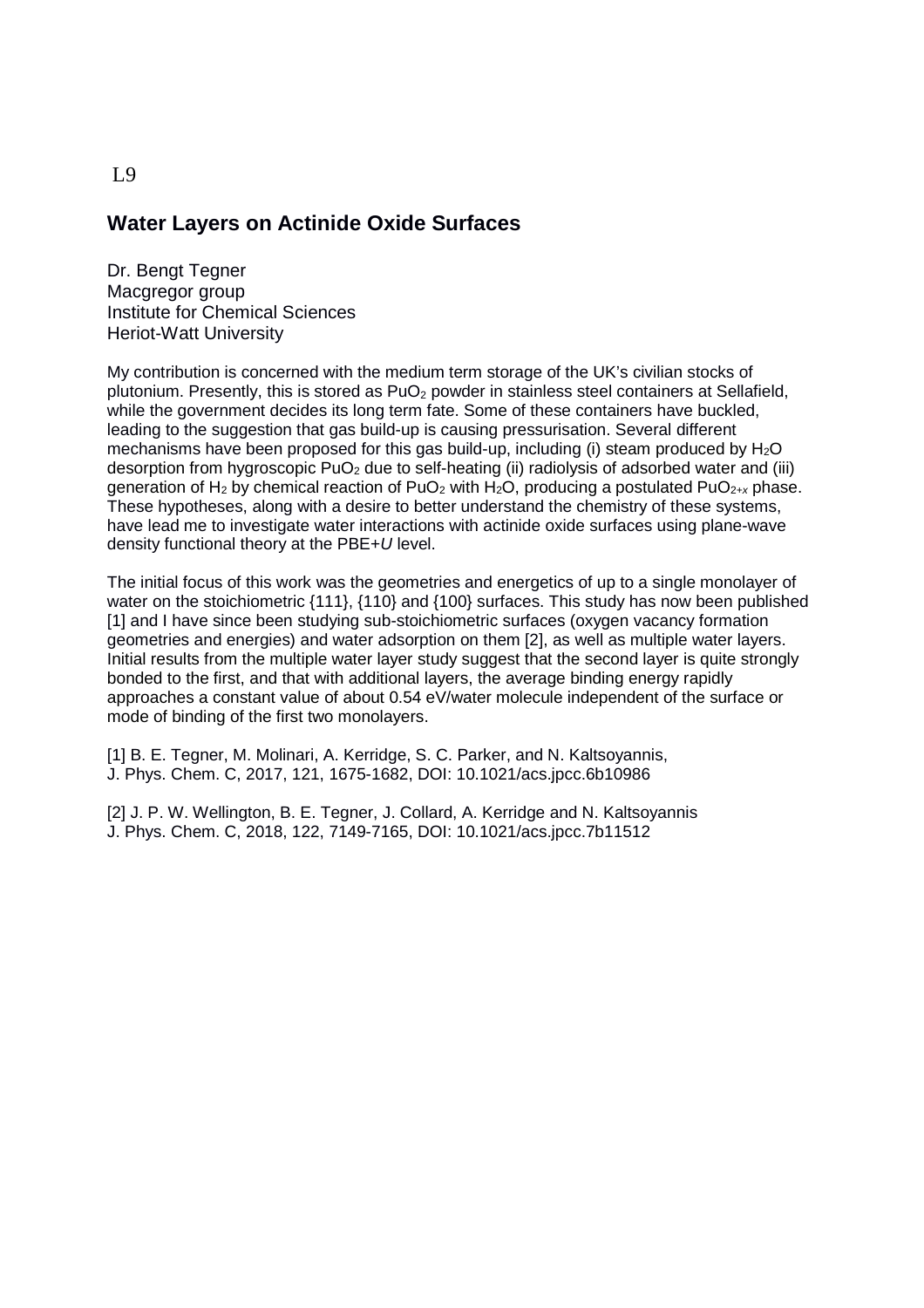L9

## Water Layers on Actinide Oxide Surfaces

Dr. Bengt Tegner
Macgregor group
Institute for Chemical Sciences
Heriot-Watt University

My contribution is concerned with the medium term storage of the UK's civilian stocks of plutonium. Presently, this is stored as $PuO_2$ powder in stainless steel containers at Sellafield, while the government decides its long term fate. Some of these containers have buckled, leading to the suggestion that gas build-up is causing pressurisation. Several different mechanisms have been proposed for this gas build-up, including (i) steam produced by $H_2O$ desorption from hygroscopic $PuO_2$ due to self-heating (ii) radiolysis of adsorbed water and (iii) generation of $H_2$ by chemical reaction of $PuO_2$ with $H_2O$, producing a postulated $PuO_{2+x}$ phase. These hypotheses, along with a desire to better understand the chemistry of these systems, have lead me to investigate water interactions with actinide oxide surfaces using plane-wave density functional theory at the PBE+*U* level.

The initial focus of this work was the geometries and energetics of up to a single monolayer of water on the stoichiometric {111}, {110} and {100} surfaces. This study has now been published [1] and I have since been studying sub-stoichiometric surfaces (oxygen vacancy formation geometries and energies) and water adsorption on them [2], as well as multiple water layers. Initial results from the multiple water layer study suggest that the second layer is quite strongly bonded to the first, and that with additional layers, the average binding energy rapidly approaches a constant value of about 0.54 eV/water molecule independent of the surface or mode of binding of the first two monolayers.

[1] B. E. Tegner, M. Molinari, A. Kerridge, S. C. Parker, and N. Kaltsoyannis,
J. Phys. Chem. C, 2017, 121, 1675-1682, DOI: 10.1021/acs.jpcc.6b10986

[2] J. P. W. Wellington, B. E. Tegner, J. Collard, A. Kerridge and N. Kaltsoyannis
J. Phys. Chem. C, 2018, 122, 7149-7165, DOI: 10.1021/acs.jpcc.7b11512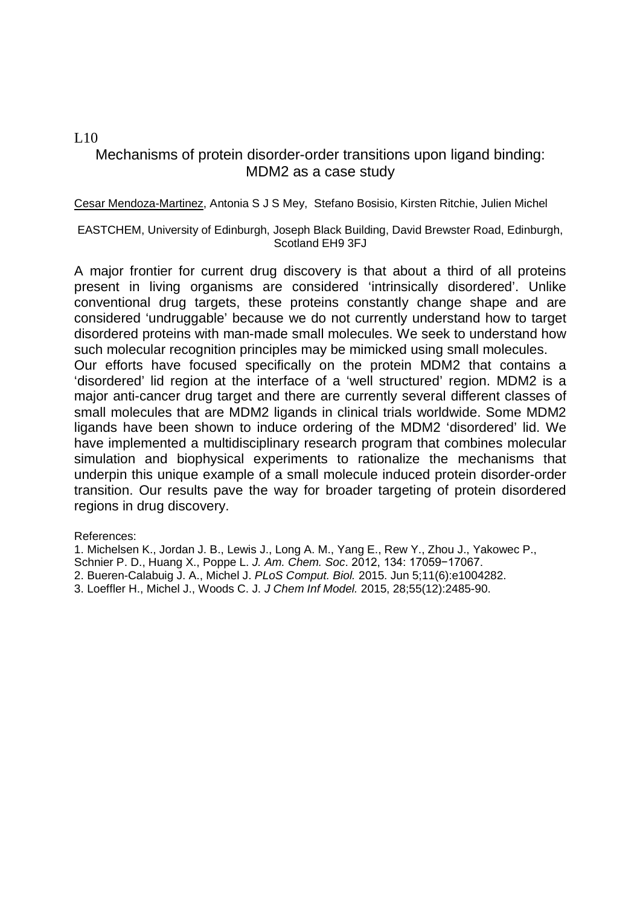L10

# Mechanisms of protein disorder-order transitions upon ligand binding: MDM2 as a case study

Cesar Mendoza-Martinez, Antonia S J S Mey, Stefano Bosisio, Kirsten Ritchie, Julien Michel

EASTCHEM, University of Edinburgh, Joseph Black Building, David Brewster Road, Edinburgh, Scotland EH9 3FJ

A major frontier for current drug discovery is that about a third of all proteins present in living organisms are considered 'intrinsically disordered'. Unlike conventional drug targets, these proteins constantly change shape and are considered 'undruggable' because we do not currently understand how to target disordered proteins with man-made small molecules. We seek to understand how such molecular recognition principles may be mimicked using small molecules.
Our efforts have focused specifically on the protein MDM2 that contains a 'disordered' lid region at the interface of a 'well structured' region. MDM2 is a major anti-cancer drug target and there are currently several different classes of small molecules that are MDM2 ligands in clinical trials worldwide. Some MDM2 ligands have been shown to induce ordering of the MDM2 'disordered' lid. We have implemented a multidisciplinary research program that combines molecular simulation and biophysical experiments to rationalize the mechanisms that underpin this unique example of a small molecule induced protein disorder-order transition. Our results pave the way for broader targeting of protein disordered regions in drug discovery.

References:

1. Michelsen K., Jordan J. B., Lewis J., Long A. M., Yang E., Rew Y., Zhou J., Yakowec P., Schnier P. D., Huang X., Poppe L. *J. Am. Chem. Soc*. 2012, 134: 17059−17067.
2. Bueren-Calabuig J. A., Michel J. *PLoS Comput. Biol.* 2015. Jun 5;11(6):e1004282.
3. Loeffler H., Michel J., Woods C. J. *J Chem Inf Model.* 2015, 28;55(12):2485-90.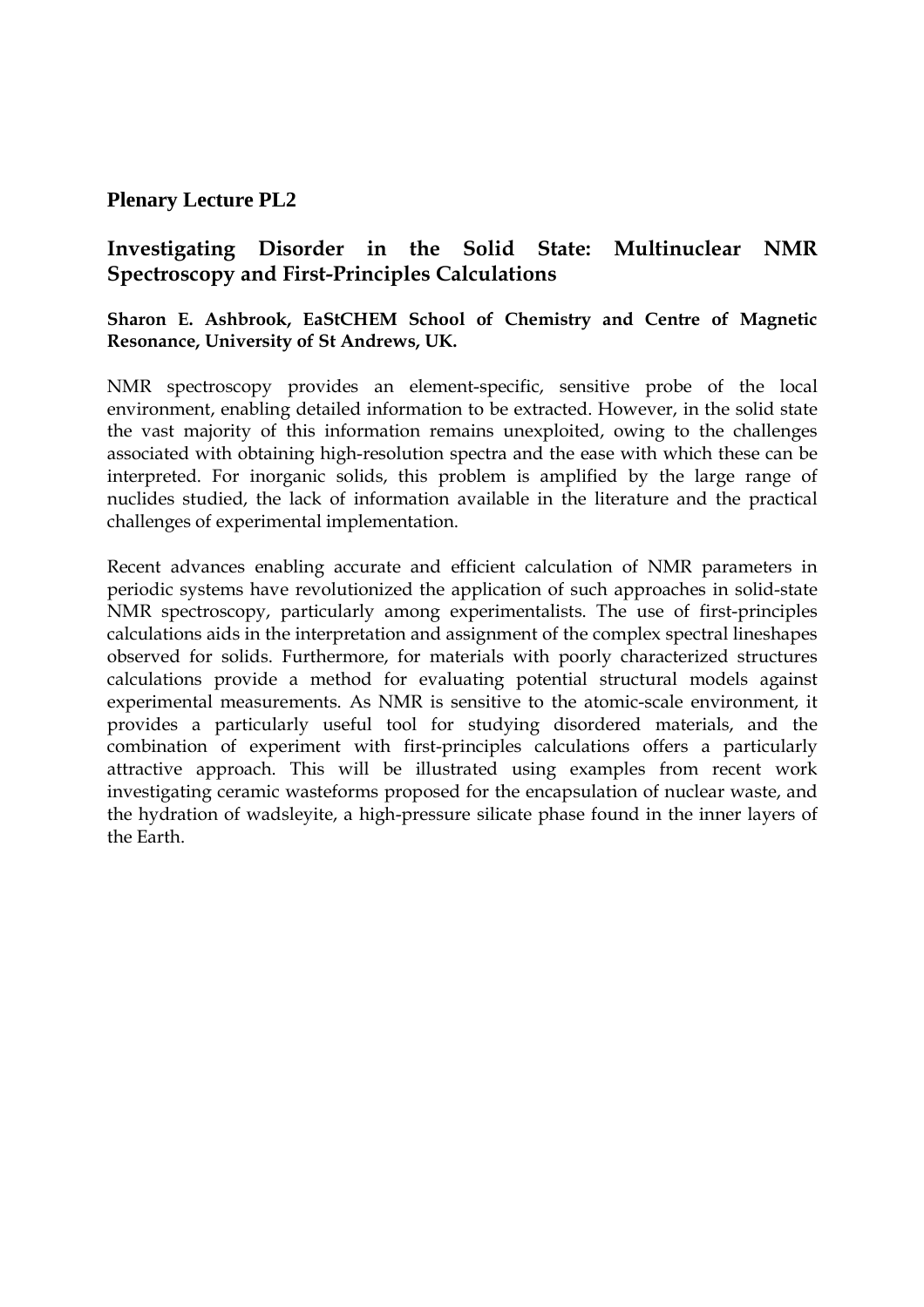**Plenary Lecture PL2**

## Investigating Disorder in the Solid State: Multinuclear NMR Spectroscopy and First-Principles Calculations

**Sharon E. Ashbrook, EaStCHEM School of Chemistry and Centre of Magnetic Resonance, University of St Andrews, UK.**

NMR spectroscopy provides an element-specific, sensitive probe of the local environment, enabling detailed information to be extracted. However, in the solid state the vast majority of this information remains unexploited, owing to the challenges associated with obtaining high-resolution spectra and the ease with which these can be interpreted. For inorganic solids, this problem is amplified by the large range of nuclides studied, the lack of information available in the literature and the practical challenges of experimental implementation.

Recent advances enabling accurate and efficient calculation of NMR parameters in periodic systems have revolutionized the application of such approaches in solid-state NMR spectroscopy, particularly among experimentalists. The use of first-principles calculations aids in the interpretation and assignment of the complex spectral lineshapes observed for solids. Furthermore, for materials with poorly characterized structures calculations provide a method for evaluating potential structural models against experimental measurements. As NMR is sensitive to the atomic-scale environment, it provides a particularly useful tool for studying disordered materials, and the combination of experiment with first-principles calculations offers a particularly attractive approach. This will be illustrated using examples from recent work investigating ceramic wasteforms proposed for the encapsulation of nuclear waste, and the hydration of wadsleyite, a high-pressure silicate phase found in the inner layers of the Earth.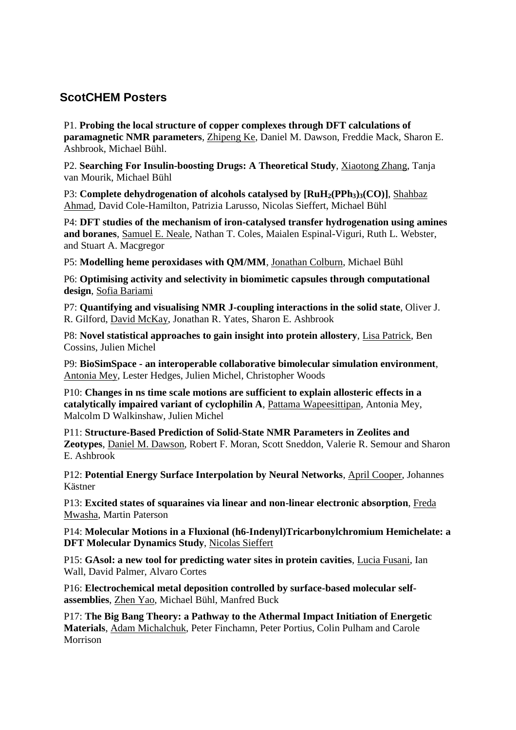## ScotCHEM Posters

P1. **Probing the local structure of copper complexes through DFT calculations of paramagnetic NMR parameters**, Zhipeng Ke, Daniel M. Dawson, Freddie Mack, Sharon E. Ashbrook, Michael Bühl.

P2. **Searching For Insulin-boosting Drugs: A Theoretical Study**, Xiaotong Zhang, Tanja van Mourik, Michael Bühl

P3: **Complete dehydrogenation of alcohols catalysed by [$RuH_2(PPh_3)_3(CO)$]**, Shahbaz Ahmad, David Cole-Hamilton, Patrizia Larusso, Nicolas Sieffert, Michael Bühl

P4: **DFT studies of the mechanism of iron-catalysed transfer hydrogenation using amines and boranes**, Samuel E. Neale, Nathan T. Coles, Maialen Espinal-Viguri, Ruth L. Webster, and Stuart A. Macgregor

P5: **Modelling heme peroxidases with QM/MM**, Jonathan Colburn, Michael Bühl

P6: **Optimising activity and selectivity in biomimetic capsules through computational design**, Sofia Bariami

P7: **Quantifying and visualising NMR J-coupling interactions in the solid state**, Oliver J. R. Gilford, David McKay, Jonathan R. Yates, Sharon E. Ashbrook

P8: **Novel statistical approaches to gain insight into protein allostery**, Lisa Patrick, Ben Cossins, Julien Michel

P9: **BioSimSpace - an interoperable collaborative bimolecular simulation environment**, Antonia Mey, Lester Hedges, Julien Michel, Christopher Woods

P10: **Changes in ns time scale motions are sufficient to explain allosteric effects in a catalytically impaired variant of cyclophilin A**, Pattama Wapeesittipan, Antonia Mey, Malcolm D Walkinshaw, Julien Michel

P11: **Structure-Based Prediction of Solid-State NMR Parameters in Zeolites and Zeotypes**, Daniel M. Dawson, Robert F. Moran, Scott Sneddon, Valerie R. Semour and Sharon E. Ashbrook

P12: **Potential Energy Surface Interpolation by Neural Networks**, April Cooper, Johannes Kästner

P13: **Excited states of squaraines via linear and non-linear electronic absorption**, Freda Mwasha, Martin Paterson

P14: **Molecular Motions in a Fluxional (h6-Indenyl)Tricarbonylchromium Hemichelate: a DFT Molecular Dynamics Study**, Nicolas Sieffert

P15: **GAsol: a new tool for predicting water sites in protein cavities**, Lucia Fusani, Ian Wall, David Palmer, Alvaro Cortes

P16: **Electrochemical metal deposition controlled by surface-based molecular self-assemblies**, Zhen Yao, Michael Bühl, Manfred Buck

P17: **The Big Bang Theory: a Pathway to the Athermal Impact Initiation of Energetic Materials**, Adam Michalchuk, Peter Finchamn, Peter Portius, Colin Pulham and Carole Morrison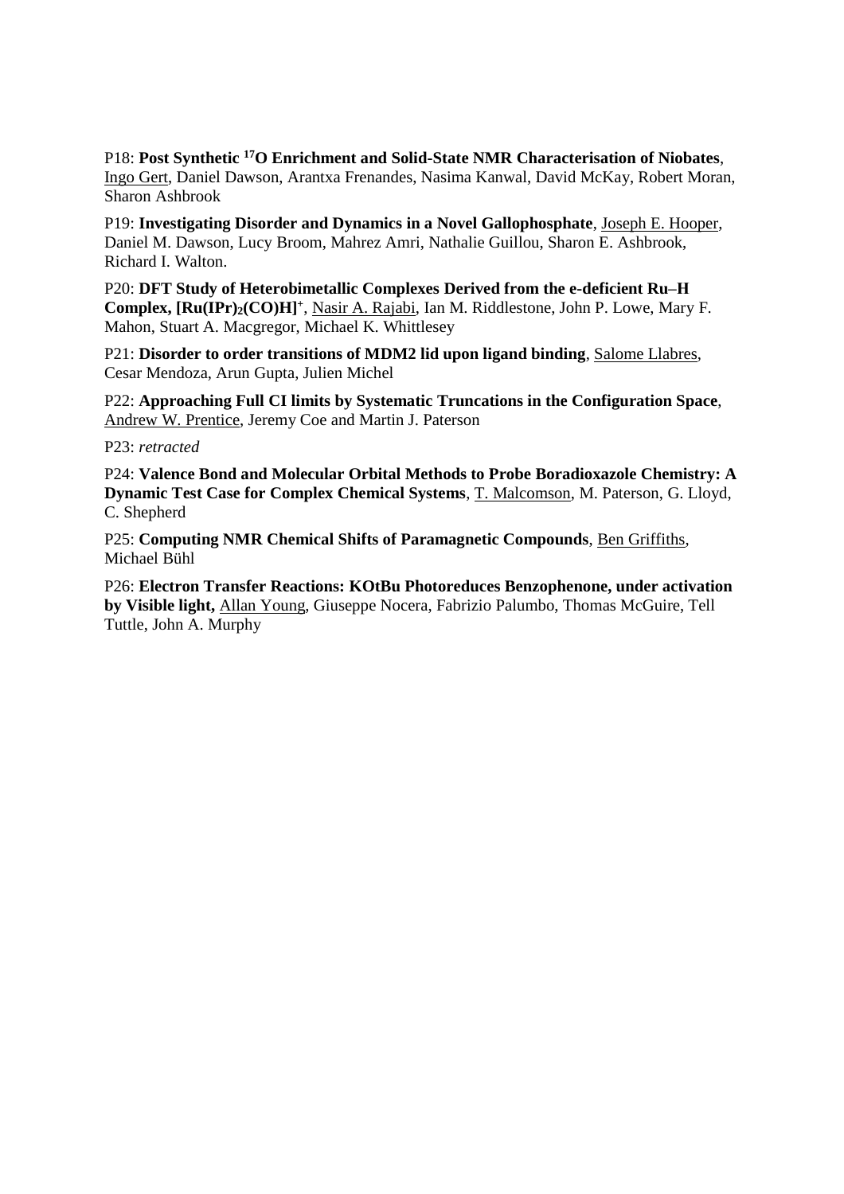P18: **Post Synthetic $^{17}$O Enrichment and Solid-State NMR Characterisation of Niobates**, Ingo Gert, Daniel Dawson, Arantxa Frenandes, Nasima Kanwal, David McKay, Robert Moran, Sharon Ashbrook

P19: **Investigating Disorder and Dynamics in a Novel Gallophosphate**, Joseph E. Hooper, Daniel M. Dawson, Lucy Broom, Mahrez Amri, Nathalie Guillou, Sharon E. Ashbrook, Richard I. Walton.

P20: **DFT Study of Heterobimetallic Complexes Derived from the e-deficient Ru–H Complex, $[Ru(IPr)_2(CO)H]^+$**, Nasir A. Rajabi, Ian M. Riddlestone, John P. Lowe, Mary F. Mahon, Stuart A. Macgregor, Michael K. Whittlesey

P21: **Disorder to order transitions of MDM2 lid upon ligand binding**, Salome Llabres, Cesar Mendoza, Arun Gupta, Julien Michel

P22: **Approaching Full CI limits by Systematic Truncations in the Configuration Space**, Andrew W. Prentice, Jeremy Coe and Martin J. Paterson

P23: *retracted*

P24: **Valence Bond and Molecular Orbital Methods to Probe Boradioxazole Chemistry: A Dynamic Test Case for Complex Chemical Systems**, T. Malcomson, M. Paterson, G. Lloyd, C. Shepherd

P25: **Computing NMR Chemical Shifts of Paramagnetic Compounds**, Ben Griffiths, Michael Bühl

P26: **Electron Transfer Reactions: KOtBu Photoreduces Benzophenone, under activation by Visible light,** Allan Young, Giuseppe Nocera, Fabrizio Palumbo, Thomas McGuire, Tell Tuttle, John A. Murphy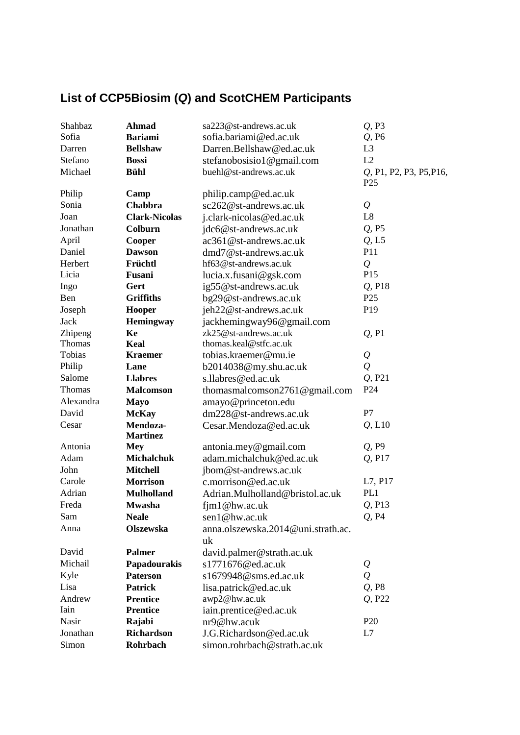## List of CCP5Biosim (*Q*) and ScotCHEM Participants

| | | | |
|---|---|---|---|
| Shahbaz | **Ahmad** | sa223@st-andrews.ac.uk | *Q*, P3 |
| Sofia | **Bariami** | sofia.bariami@ed.ac.uk | *Q*, P6 |
| Darren | **Bellshaw** | Darren.Bellshaw@ed.ac.uk | L3 |
| Stefano | **Bossi** | stefanobosisio1@gmail.com | L2 |
| Michael | **Bühl** | buehl@st-andrews.ac.uk | *Q*, P1, P2, P3, P5,P16, P25 |
| Philip | **Camp** | philip.camp@ed.ac.uk | |
| Sonia | **Chabbra** | sc262@st-andrews.ac.uk | *Q* |
| Joan | **Clark-Nicolas** | j.clark-nicolas@ed.ac.uk | L8 |
| Jonathan | **Colburn** | jdc6@st-andrews.ac.uk | *Q*, P5 |
| April | **Cooper** | ac361@st-andrews.ac.uk | *Q*, L5 |
| Daniel | **Dawson** | dmd7@st-andrews.ac.uk | P11 |
| Herbert | **Früchtl** | hf63@st-andrews.ac.uk | *Q* |
| Licia | **Fusani** | lucia.x.fusani@gsk.com | P15 |
| Ingo | **Gert** | ig55@st-andrews.ac.uk | *Q*, P18 |
| Ben | **Griffiths** | bg29@st-andrews.ac.uk | P25 |
| Joseph | **Hooper** | jeh22@st-andrews.ac.uk | P19 |
| Jack | **Hemingway** | jackhemingway96@gmail.com | |
| Zhipeng | **Ke** | zk25@st-andrews.ac.uk | *Q*, P1 |
| Thomas | **Keal** | thomas.keal@stfc.ac.uk | |
| Tobias | **Kraemer** | tobias.kraemer@mu.ie | *Q* |
| Philip | **Lane** | b2014038@my.shu.ac.uk | *Q* |
| Salome | **Llabres** | s.llabres@ed.ac.uk | *Q*, P21 |
| Thomas | **Malcomson** | thomasmalcomson2761@gmail.com | P24 |
| Alexandra | **Mayo** | amayo@princeton.edu | |
| David | **McKay** | dm228@st-andrews.ac.uk | P7 |
| Cesar | **Mendoza-Martinez** | Cesar.Mendoza@ed.ac.uk | *Q*, L10 |
| Antonia | **Mey** | antonia.mey@gmail.com | *Q*, P9 |
| Adam | **Michalchuk** | adam.michalchuk@ed.ac.uk | *Q*, P17 |
| John | **Mitchell** | jbom@st-andrews.ac.uk | |
| Carole | **Morrison** | c.morrison@ed.ac.uk | L7, P17 |
| Adrian | **Mulholland** | Adrian.Mulholland@bristol.ac.uk | PL1 |
| Freda | **Mwasha** | fjm1@hw.ac.uk | *Q*, P13 |
| Sam | **Neale** | sen1@hw.ac.uk | *Q*, P4 |
| Anna | **Olszewska** | anna.olszewska.2014@uni.strath.ac.uk | |
| David | **Palmer** | david.palmer@strath.ac.uk | |
| Michail | **Papadourakis** | s1771676@ed.ac.uk | *Q* |
| Kyle | **Paterson** | s1679948@sms.ed.ac.uk | *Q* |
| Lisa | **Patrick** | lisa.patrick@ed.ac.uk | *Q*, P8 |
| Andrew | **Prentice** | awp2@hw.ac.uk | *Q*, P22 |
| Iain | **Prentice** | iain.prentice@ed.ac.uk | |
| Nasir | **Rajabi** | nr9@hw.acuk | P20 |
| Jonathan | **Richardson** | J.G.Richardson@ed.ac.uk | L7 |
| Simon | **Rohrbach** | simon.rohrbach@strath.ac.uk | |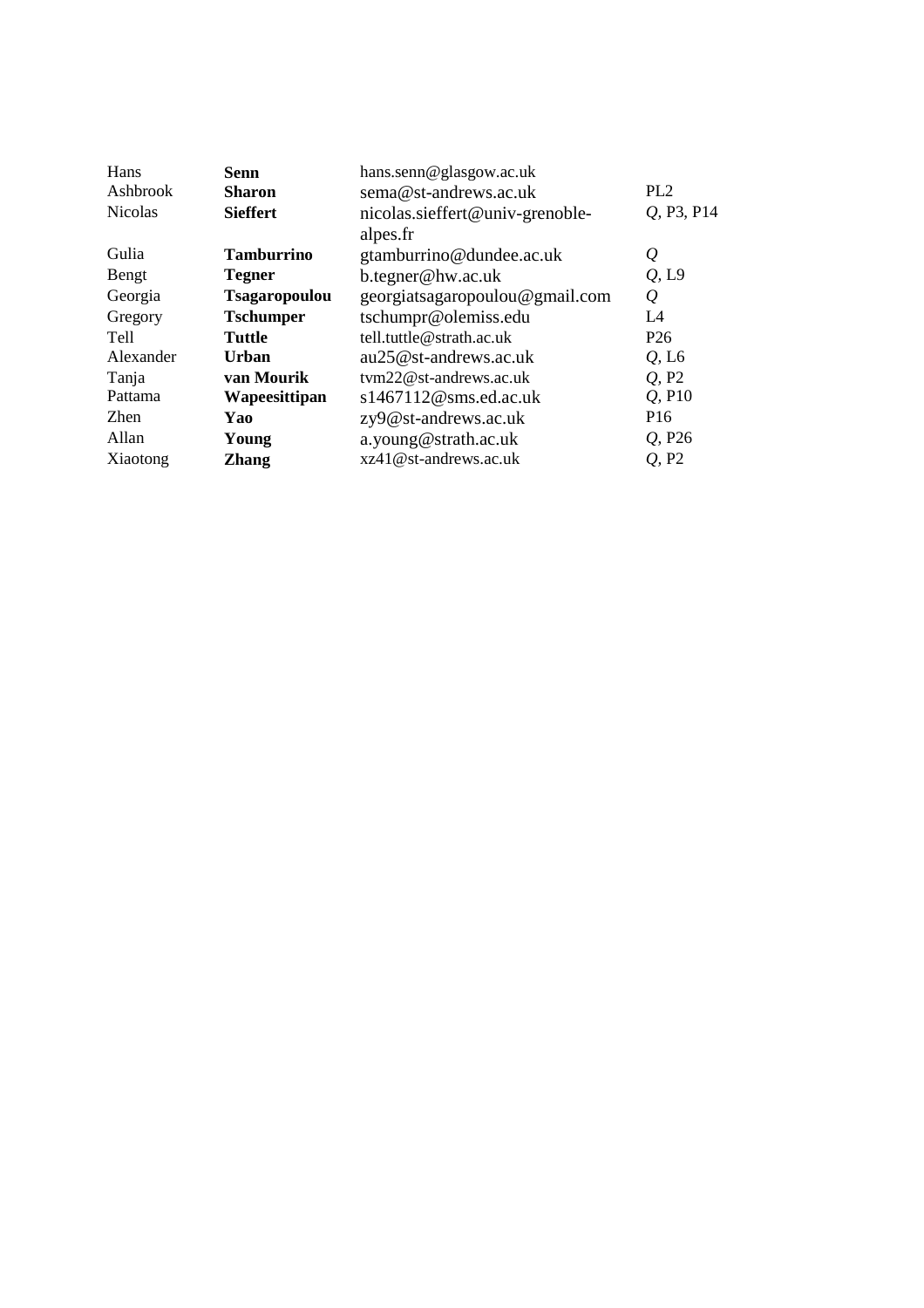| | | | |
|---|---|---|---|
| Hans | **Senn** | hans.senn@glasgow.ac.uk | |
| Ashbrook | **Sharon** | sema@st-andrews.ac.uk | PL2 |
| Nicolas | **Sieffert** | nicolas.sieffert@univ-grenoble-alpes.fr | *Q*, P3, P14 |
| Gulia | **Tamburrino** | gtamburrino@dundee.ac.uk | *Q* |
| Bengt | **Tegner** | b.tegner@hw.ac.uk | *Q*, L9 |
| Georgia | **Tsagaropoulou** | georgiatsagaropoulou@gmail.com | *Q* |
| Gregory | **Tschumper** | tschumpr@olemiss.edu | L4 |
| Tell | **Tuttle** | tell.tuttle@strath.ac.uk | P26 |
| Alexander | **Urban** | au25@st-andrews.ac.uk | *Q*, L6 |
| Tanja | **van Mourik** | tvm22@st-andrews.ac.uk | *Q*, P2 |
| Pattama | **Wapeesittipan** | s1467112@sms.ed.ac.uk | *Q*, P10 |
| Zhen | **Yao** | zy9@st-andrews.ac.uk | P16 |
| Allan | **Young** | a.young@strath.ac.uk | *Q*, P26 |
| Xiaotong | **Zhang** | xz41@st-andrews.ac.uk | *Q*, P2 |